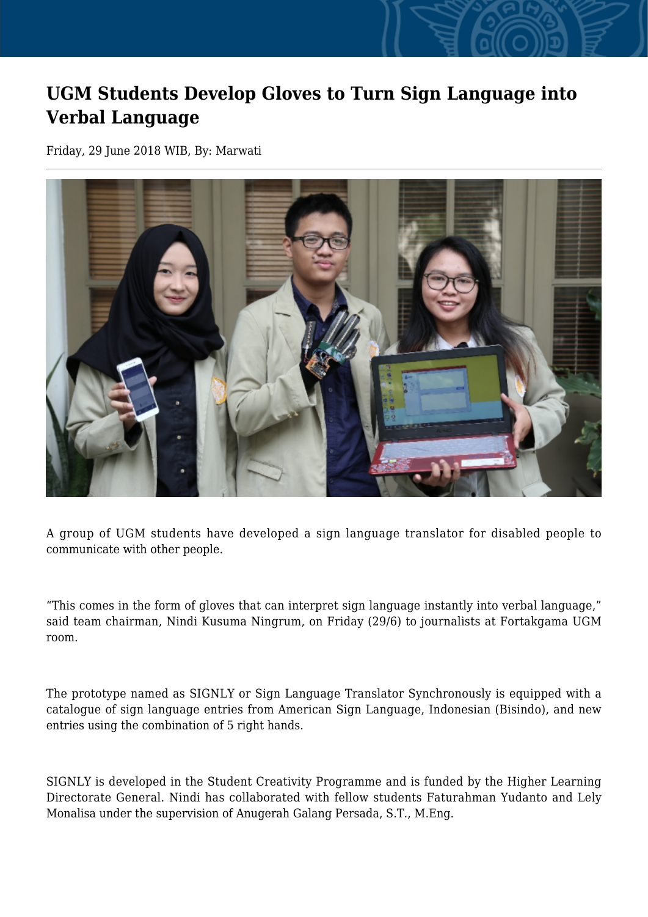# UGM Students Develop Gloves to Turn Sign Language into Verbal Language

Friday, 29 June 2018 WIB, By: Marwati

---

A group of UGM students have developed a sign language translator for disabled people to communicate with other people.

"This comes in the form of gloves that can interpret sign language instantly into verbal language," said team chairman, Nindi Kusuma Ningrum, on Friday (29/6) to journalists at Fortakgama UGM room.

The prototype named as SIGNLY or Sign Language Translator Synchronously is equipped with a catalogue of sign language entries from American Sign Language, Indonesian (Bisindo), and new entries using the combination of 5 right hands.

SIGNLY is developed in the Student Creativity Programme and is funded by the Higher Learning Directorate General. Nindi has collaborated with fellow students Faturahman Yudanto and Lely Monalisa under the supervision of Anugerah Galang Persada, S.T., M.Eng.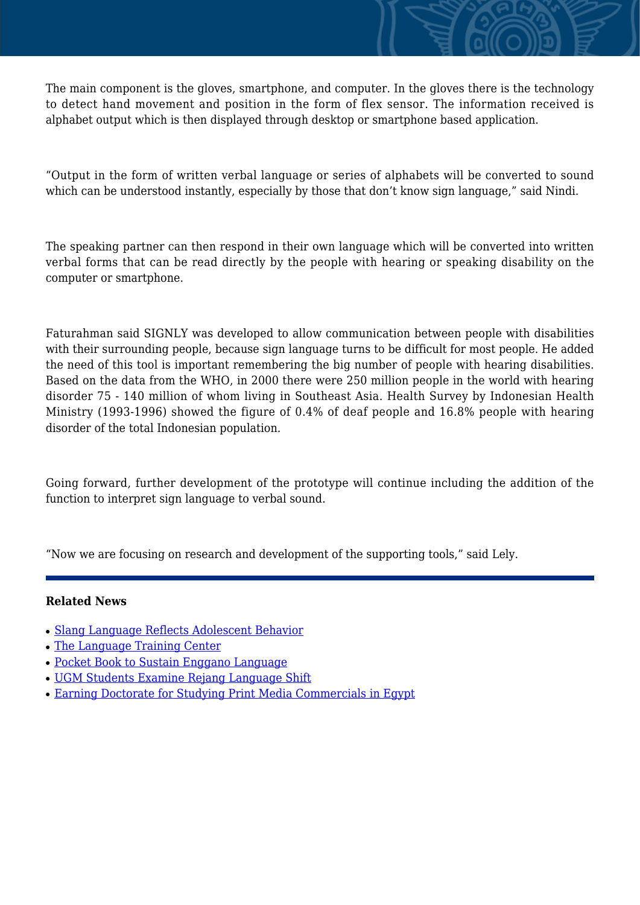The main component is the gloves, smartphone, and computer. In the gloves there is the technology to detect hand movement and position in the form of flex sensor. The information received is alphabet output which is then displayed through desktop or smartphone based application.

“Output in the form of written verbal language or series of alphabets will be converted to sound which can be understood instantly, especially by those that don’t know sign language,” said Nindi.

The speaking partner can then respond in their own language which will be converted into written verbal forms that can be read directly by the people with hearing or speaking disability on the computer or smartphone.

Faturahman said SIGNLY was developed to allow communication between people with disabilities with their surrounding people, because sign language turns to be difficult for most people. He added the need of this tool is important remembering the big number of people with hearing disabilities. Based on the data from the WHO, in 2000 there were 250 million people in the world with hearing disorder 75 - 140 million of whom living in Southeast Asia. Health Survey by Indonesian Health Ministry (1993-1996) showed the figure of 0.4% of deaf people and 16.8% people with hearing disorder of the total Indonesian population.

Going forward, further development of the prototype will continue including the addition of the function to interpret sign language to verbal sound.

“Now we are focusing on research and development of the supporting tools,” said Lely.

---

**Related News**

- Slang Language Reflects Adolescent Behavior
- The Language Training Center
- Pocket Book to Sustain Enggano Language
- UGM Students Examine Rejang Language Shift
- Earning Doctorate for Studying Print Media Commercials in Egypt